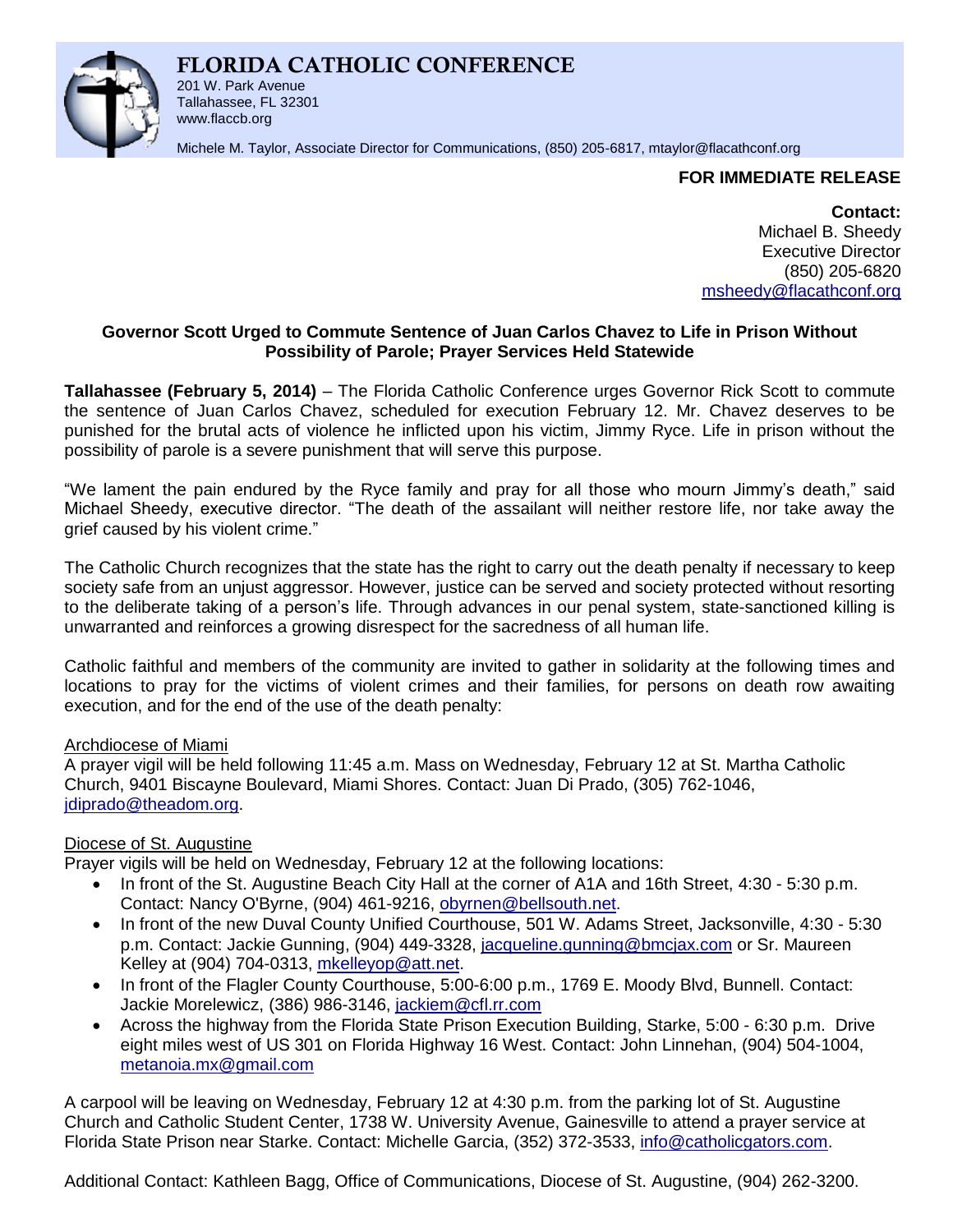# FLORIDA CATHOLIC CONFERENCE

201 W. Park Avenue
Tallahassee, FL 32301
www.flaccb.org

Michele M. Taylor, Associate Director for Communications, (850) 205-6817, mtaylor@flacathconf.org

**FOR IMMEDIATE RELEASE**

**Contact:**
Michael B. Sheedy
Executive Director
(850) 205-6820
msheedy@flacathconf.org

**Governor Scott Urged to Commute Sentence of Juan Carlos Chavez to Life in Prison Without Possibility of Parole; Prayer Services Held Statewide**

**Tallahassee (February 5, 2014)** – The Florida Catholic Conference urges Governor Rick Scott to commute the sentence of Juan Carlos Chavez, scheduled for execution February 12. Mr. Chavez deserves to be punished for the brutal acts of violence he inflicted upon his victim, Jimmy Ryce. Life in prison without the possibility of parole is a severe punishment that will serve this purpose.

"We lament the pain endured by the Ryce family and pray for all those who mourn Jimmy's death," said Michael Sheedy, executive director. "The death of the assailant will neither restore life, nor take away the grief caused by his violent crime."

The Catholic Church recognizes that the state has the right to carry out the death penalty if necessary to keep society safe from an unjust aggressor. However, justice can be served and society protected without resorting to the deliberate taking of a person's life. Through advances in our penal system, state-sanctioned killing is unwarranted and reinforces a growing disrespect for the sacredness of all human life.

Catholic faithful and members of the community are invited to gather in solidarity at the following times and locations to pray for the victims of violent crimes and their families, for persons on death row awaiting execution, and for the end of the use of the death penalty:

Archdiocese of Miami

A prayer vigil will be held following 11:45 a.m. Mass on Wednesday, February 12 at St. Martha Catholic Church, 9401 Biscayne Boulevard, Miami Shores. Contact: Juan Di Prado, (305) 762-1046, jdiprado@theadom.org.

Diocese of St. Augustine

Prayer vigils will be held on Wednesday, February 12 at the following locations:

- In front of the St. Augustine Beach City Hall at the corner of A1A and 16th Street, 4:30 - 5:30 p.m. Contact: Nancy O'Byrne, (904) 461-9216, obyrnen@bellsouth.net.
- In front of the new Duval County Unified Courthouse, 501 W. Adams Street, Jacksonville, 4:30 - 5:30 p.m. Contact: Jackie Gunning, (904) 449-3328, jacqueline.gunning@bmcjax.com or Sr. Maureen Kelley at (904) 704-0313, mkelleyop@att.net.
- In front of the Flagler County Courthouse, 5:00-6:00 p.m., 1769 E. Moody Blvd, Bunnell. Contact: Jackie Morelewicz, (386) 986-3146, jackiem@cfl.rr.com
- Across the highway from the Florida State Prison Execution Building, Starke, 5:00 - 6:30 p.m. Drive eight miles west of US 301 on Florida Highway 16 West. Contact: John Linnehan, (904) 504-1004, metanoia.mx@gmail.com

A carpool will be leaving on Wednesday, February 12 at 4:30 p.m. from the parking lot of St. Augustine Church and Catholic Student Center, 1738 W. University Avenue, Gainesville to attend a prayer service at Florida State Prison near Starke. Contact: Michelle Garcia, (352) 372-3533, info@catholicgators.com.

Additional Contact: Kathleen Bagg, Office of Communications, Diocese of St. Augustine, (904) 262-3200.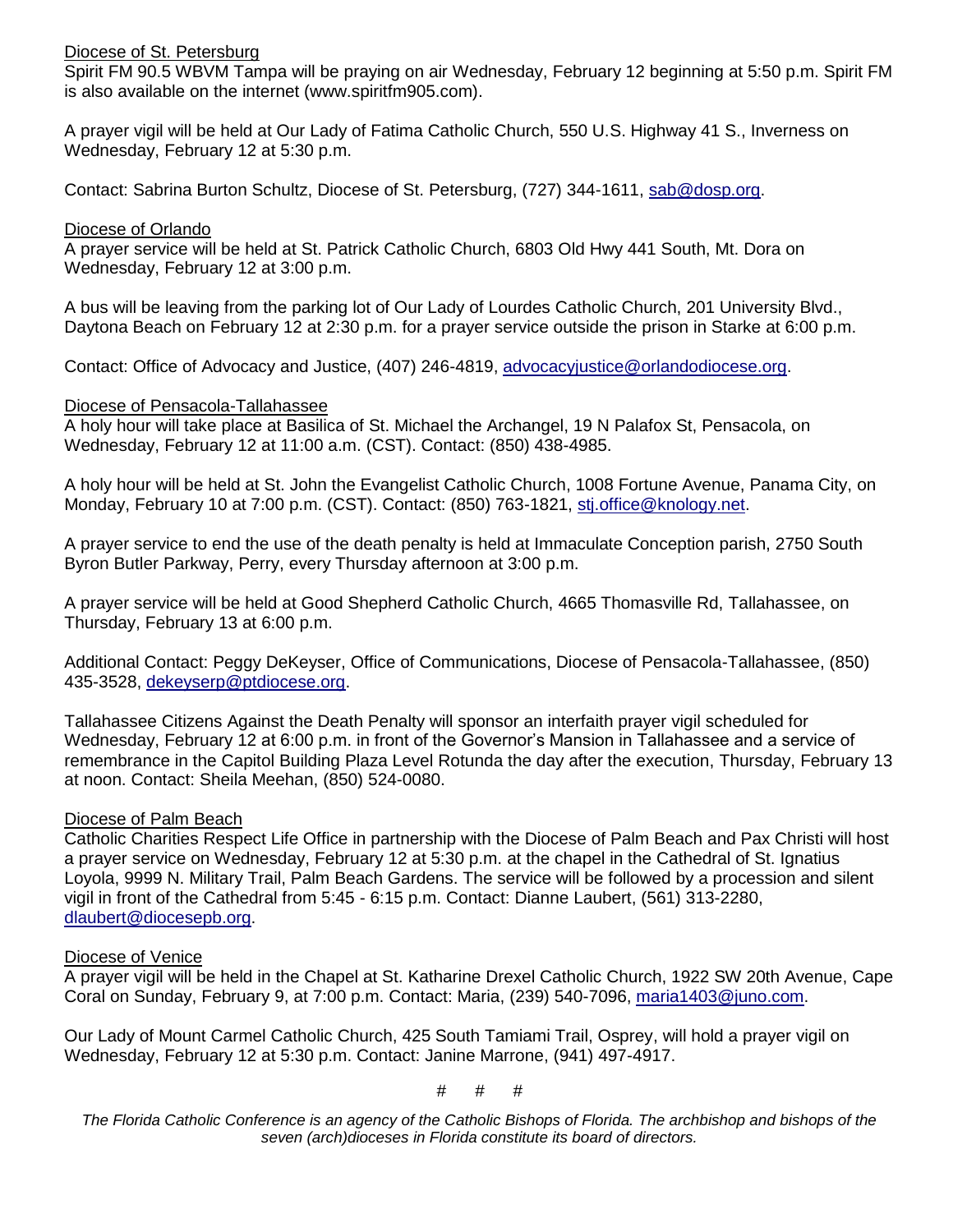Diocese of St. Petersburg
Spirit FM 90.5 WBVM Tampa will be praying on air Wednesday, February 12 beginning at 5:50 p.m. Spirit FM is also available on the internet (www.spiritfm905.com).

A prayer vigil will be held at Our Lady of Fatima Catholic Church, 550 U.S. Highway 41 S., Inverness on Wednesday, February 12 at 5:30 p.m.

Contact: Sabrina Burton Schultz, Diocese of St. Petersburg, (727) 344-1611, sab@dosp.org.

Diocese of Orlando
A prayer service will be held at St. Patrick Catholic Church, 6803 Old Hwy 441 South, Mt. Dora on Wednesday, February 12 at 3:00 p.m.

A bus will be leaving from the parking lot of Our Lady of Lourdes Catholic Church, 201 University Blvd., Daytona Beach on February 12 at 2:30 p.m. for a prayer service outside the prison in Starke at 6:00 p.m.

Contact: Office of Advocacy and Justice, (407) 246-4819, advocacyjustice@orlandodiocese.org.

Diocese of Pensacola-Tallahassee
A holy hour will take place at Basilica of St. Michael the Archangel, 19 N Palafox St, Pensacola, on Wednesday, February 12 at 11:00 a.m. (CST). Contact: (850) 438-4985.

A holy hour will be held at St. John the Evangelist Catholic Church, 1008 Fortune Avenue, Panama City, on Monday, February 10 at 7:00 p.m. (CST). Contact: (850) 763-1821, stj.office@knology.net.

A prayer service to end the use of the death penalty is held at Immaculate Conception parish, 2750 South Byron Butler Parkway, Perry, every Thursday afternoon at 3:00 p.m.

A prayer service will be held at Good Shepherd Catholic Church, 4665 Thomasville Rd, Tallahassee, on Thursday, February 13 at 6:00 p.m.

Additional Contact: Peggy DeKeyser, Office of Communications, Diocese of Pensacola-Tallahassee, (850) 435-3528, dekeyserp@ptdiocese.org.

Tallahassee Citizens Against the Death Penalty will sponsor an interfaith prayer vigil scheduled for Wednesday, February 12 at 6:00 p.m. in front of the Governor's Mansion in Tallahassee and a service of remembrance in the Capitol Building Plaza Level Rotunda the day after the execution, Thursday, February 13 at noon. Contact: Sheila Meehan, (850) 524-0080.

Diocese of Palm Beach
Catholic Charities Respect Life Office in partnership with the Diocese of Palm Beach and Pax Christi will host a prayer service on Wednesday, February 12 at 5:30 p.m. at the chapel in the Cathedral of St. Ignatius Loyola, 9999 N. Military Trail, Palm Beach Gardens. The service will be followed by a procession and silent vigil in front of the Cathedral from 5:45 - 6:15 p.m. Contact: Dianne Laubert, (561) 313-2280, dlaubert@diocesepb.org.

Diocese of Venice
A prayer vigil will be held in the Chapel at St. Katharine Drexel Catholic Church, 1922 SW 20th Avenue, Cape Coral on Sunday, February 9, at 7:00 p.m. Contact: Maria, (239) 540-7096, maria1403@juno.com.

Our Lady of Mount Carmel Catholic Church, 425 South Tamiami Trail, Osprey, will hold a prayer vigil on Wednesday, February 12 at 5:30 p.m. Contact: Janine Marrone, (941) 497-4917.

# # #

*The Florida Catholic Conference is an agency of the Catholic Bishops of Florida. The archbishop and bishops of the seven (arch)dioceses in Florida constitute its board of directors.*